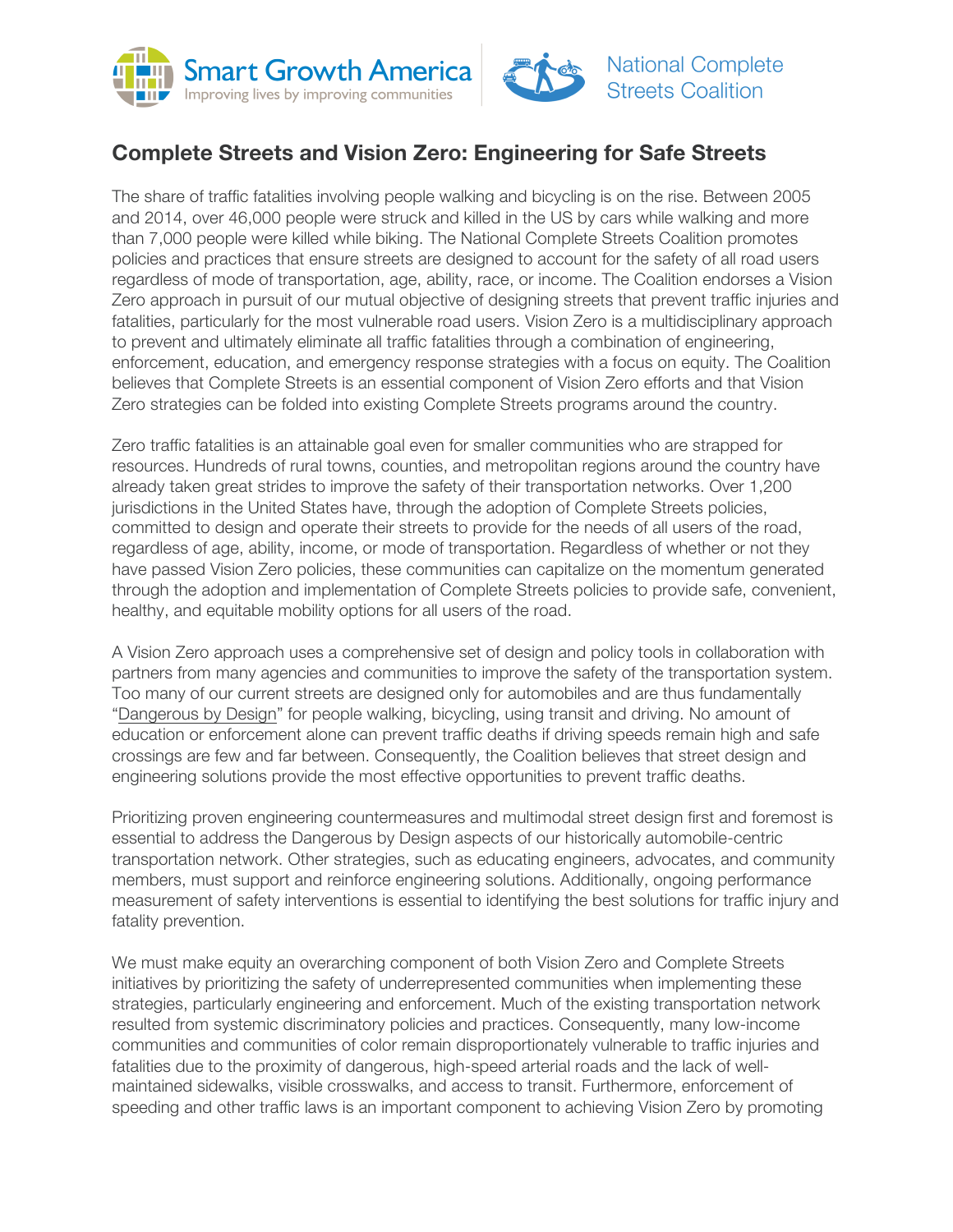Smart Growth America
Improving lives by improving communities

National Complete Streets Coalition

## Complete Streets and Vision Zero: Engineering for Safe Streets

The share of traffic fatalities involving people walking and bicycling is on the rise. Between 2005 and 2014, over 46,000 people were struck and killed in the US by cars while walking and more than 7,000 people were killed while biking. The National Complete Streets Coalition promotes policies and practices that ensure streets are designed to account for the safety of all road users regardless of mode of transportation, age, ability, race, or income. The Coalition endorses a Vision Zero approach in pursuit of our mutual objective of designing streets that prevent traffic injuries and fatalities, particularly for the most vulnerable road users. Vision Zero is a multidisciplinary approach to prevent and ultimately eliminate all traffic fatalities through a combination of engineering, enforcement, education, and emergency response strategies with a focus on equity. The Coalition believes that Complete Streets is an essential component of Vision Zero efforts and that Vision Zero strategies can be folded into existing Complete Streets programs around the country.

Zero traffic fatalities is an attainable goal even for smaller communities who are strapped for resources. Hundreds of rural towns, counties, and metropolitan regions around the country have already taken great strides to improve the safety of their transportation networks. Over 1,200 jurisdictions in the United States have, through the adoption of Complete Streets policies, committed to design and operate their streets to provide for the needs of all users of the road, regardless of age, ability, income, or mode of transportation. Regardless of whether or not they have passed Vision Zero policies, these communities can capitalize on the momentum generated through the adoption and implementation of Complete Streets policies to provide safe, convenient, healthy, and equitable mobility options for all users of the road.

A Vision Zero approach uses a comprehensive set of design and policy tools in collaboration with partners from many agencies and communities to improve the safety of the transportation system. Too many of our current streets are designed only for automobiles and are thus fundamentally "Dangerous by Design" for people walking, bicycling, using transit and driving. No amount of education or enforcement alone can prevent traffic deaths if driving speeds remain high and safe crossings are few and far between. Consequently, the Coalition believes that street design and engineering solutions provide the most effective opportunities to prevent traffic deaths.

Prioritizing proven engineering countermeasures and multimodal street design first and foremost is essential to address the Dangerous by Design aspects of our historically automobile-centric transportation network. Other strategies, such as educating engineers, advocates, and community members, must support and reinforce engineering solutions. Additionally, ongoing performance measurement of safety interventions is essential to identifying the best solutions for traffic injury and fatality prevention.

We must make equity an overarching component of both Vision Zero and Complete Streets initiatives by prioritizing the safety of underrepresented communities when implementing these strategies, particularly engineering and enforcement. Much of the existing transportation network resulted from systemic discriminatory policies and practices. Consequently, many low-income communities and communities of color remain disproportionately vulnerable to traffic injuries and fatalities due to the proximity of dangerous, high-speed arterial roads and the lack of well-maintained sidewalks, visible crosswalks, and access to transit. Furthermore, enforcement of speeding and other traffic laws is an important component to achieving Vision Zero by promoting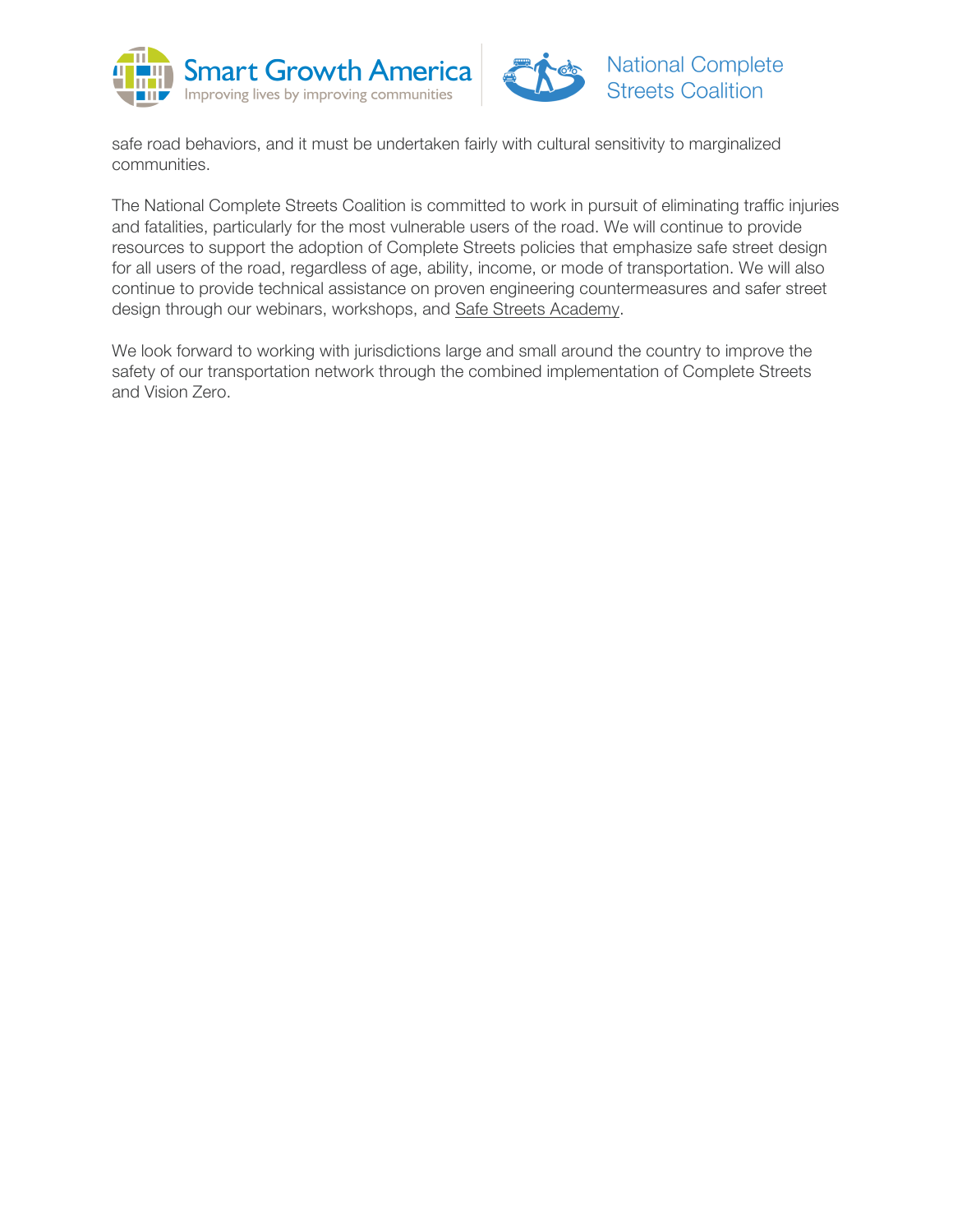safe road behaviors, and it must be undertaken fairly with cultural sensitivity to marginalized communities.

The National Complete Streets Coalition is committed to work in pursuit of eliminating traffic injuries and fatalities, particularly for the most vulnerable users of the road. We will continue to provide resources to support the adoption of Complete Streets policies that emphasize safe street design for all users of the road, regardless of age, ability, income, or mode of transportation. We will also continue to provide technical assistance on proven engineering countermeasures and safer street design through our webinars, workshops, and Safe Streets Academy.

We look forward to working with jurisdictions large and small around the country to improve the safety of our transportation network through the combined implementation of Complete Streets and Vision Zero.